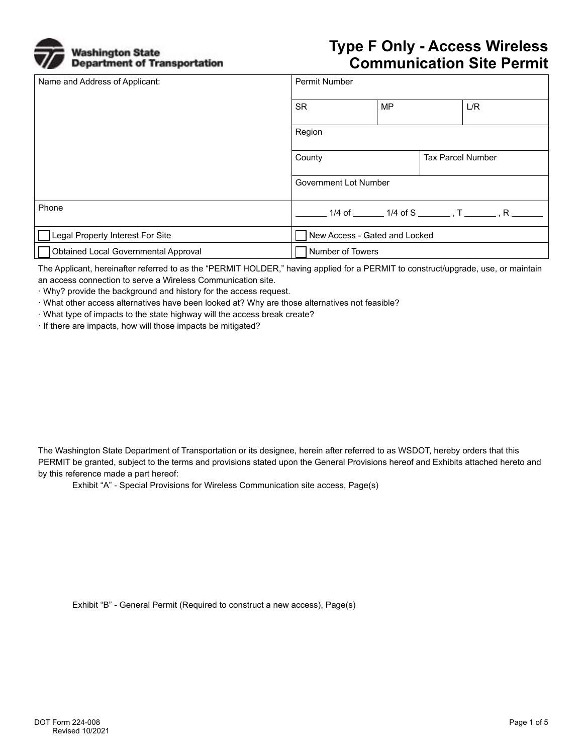Washington State Department of Transportation

# Type F Only - Access Wireless Communication Site Permit

| Name and Address of Applicant: | Permit Number | | |
|---|---|---|---|
| | SR | MP | L/R |
| | Region | | |
| | County | Tax Parcel Number | |
| | Government Lot Number | | |
| Phone | _______ 1/4 of _______ 1/4 of S _______ , T _______ , R _______ | | |
| ☐ Legal Property Interest For Site | ☐ New Access - Gated and Locked | | |
| ☐ Obtained Local Governmental Approval | ☐ Number of Towers | | |

The Applicant, hereinafter referred to as the "PERMIT HOLDER," having applied for a PERMIT to construct/upgrade, use, or maintain an access connection to serve a Wireless Communication site.

- Why? provide the background and history for the access request.
- What other access alternatives have been looked at? Why are those alternatives not feasible?
- What type of impacts to the state highway will the access break create?
- If there are impacts, how will those impacts be mitigated?

The Washington State Department of Transportation or its designee, herein after referred to as WSDOT, hereby orders that this PERMIT be granted, subject to the terms and provisions stated upon the General Provisions hereof and Exhibits attached hereto and by this reference made a part hereof:

Exhibit "A" - Special Provisions for Wireless Communication site access, Page(s)

Exhibit "B" - General Permit (Required to construct a new access), Page(s)

DOT Form 224-008
Revised 10/2021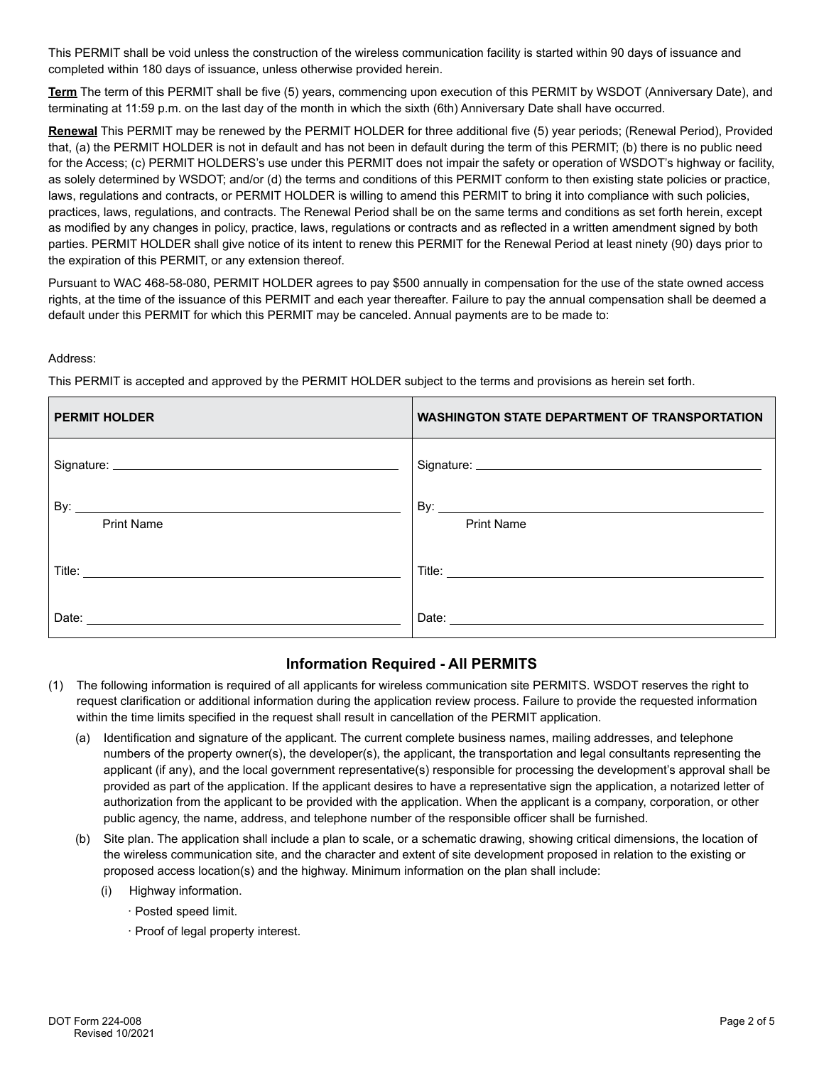This PERMIT shall be void unless the construction of the wireless communication facility is started within 90 days of issuance and completed within 180 days of issuance, unless otherwise provided herein.

**Term** The term of this PERMIT shall be five (5) years, commencing upon execution of this PERMIT by WSDOT (Anniversary Date), and terminating at 11:59 p.m. on the last day of the month in which the sixth (6th) Anniversary Date shall have occurred.

**Renewal** This PERMIT may be renewed by the PERMIT HOLDER for three additional five (5) year periods; (Renewal Period), Provided that, (a) the PERMIT HOLDER is not in default and has not been in default during the term of this PERMIT; (b) there is no public need for the Access; (c) PERMIT HOLDERS's use under this PERMIT does not impair the safety or operation of WSDOT's highway or facility, as solely determined by WSDOT; and/or (d) the terms and conditions of this PERMIT conform to then existing state policies or practice, laws, regulations and contracts, or PERMIT HOLDER is willing to amend this PERMIT to bring it into compliance with such policies, practices, laws, regulations, and contracts. The Renewal Period shall be on the same terms and conditions as set forth herein, except as modified by any changes in policy, practice, laws, regulations or contracts and as reflected in a written amendment signed by both parties. PERMIT HOLDER shall give notice of its intent to renew this PERMIT for the Renewal Period at least ninety (90) days prior to the expiration of this PERMIT, or any extension thereof.

Pursuant to WAC 468-58-080, PERMIT HOLDER agrees to pay $500 annually in compensation for the use of the state owned access rights, at the time of the issuance of this PERMIT and each year thereafter. Failure to pay the annual compensation shall be deemed a default under this PERMIT for which this PERMIT may be canceled. Annual payments are to be made to:

Address:

This PERMIT is accepted and approved by the PERMIT HOLDER subject to the terms and provisions as herein set forth.

| PERMIT HOLDER | WASHINGTON STATE DEPARTMENT OF TRANSPORTATION |
|---|---|
| Signature: | Signature: |
| By: <br> Print Name | By: <br> Print Name |
| Title: | Title: |
| Date: | Date: |

## Information Required - All PERMITS

(1) The following information is required of all applicants for wireless communication site PERMITS. WSDOT reserves the right to request clarification or additional information during the application review process. Failure to provide the requested information within the time limits specified in the request shall result in cancellation of the PERMIT application.

   (a) Identification and signature of the applicant. The current complete business names, mailing addresses, and telephone numbers of the property owner(s), the developer(s), the applicant, the transportation and legal consultants representing the applicant (if any), and the local government representative(s) responsible for processing the development's approval shall be provided as part of the application. If the applicant desires to have a representative sign the application, a notarized letter of authorization from the applicant to be provided with the application. When the applicant is a company, corporation, or other public agency, the name, address, and telephone number of the responsible officer shall be furnished.

   (b) Site plan. The application shall include a plan to scale, or a schematic drawing, showing critical dimensions, the location of the wireless communication site, and the character and extent of site development proposed in relation to the existing or proposed access location(s) and the highway. Minimum information on the plan shall include:

      (i) Highway information.

         · Posted speed limit.

         · Proof of legal property interest.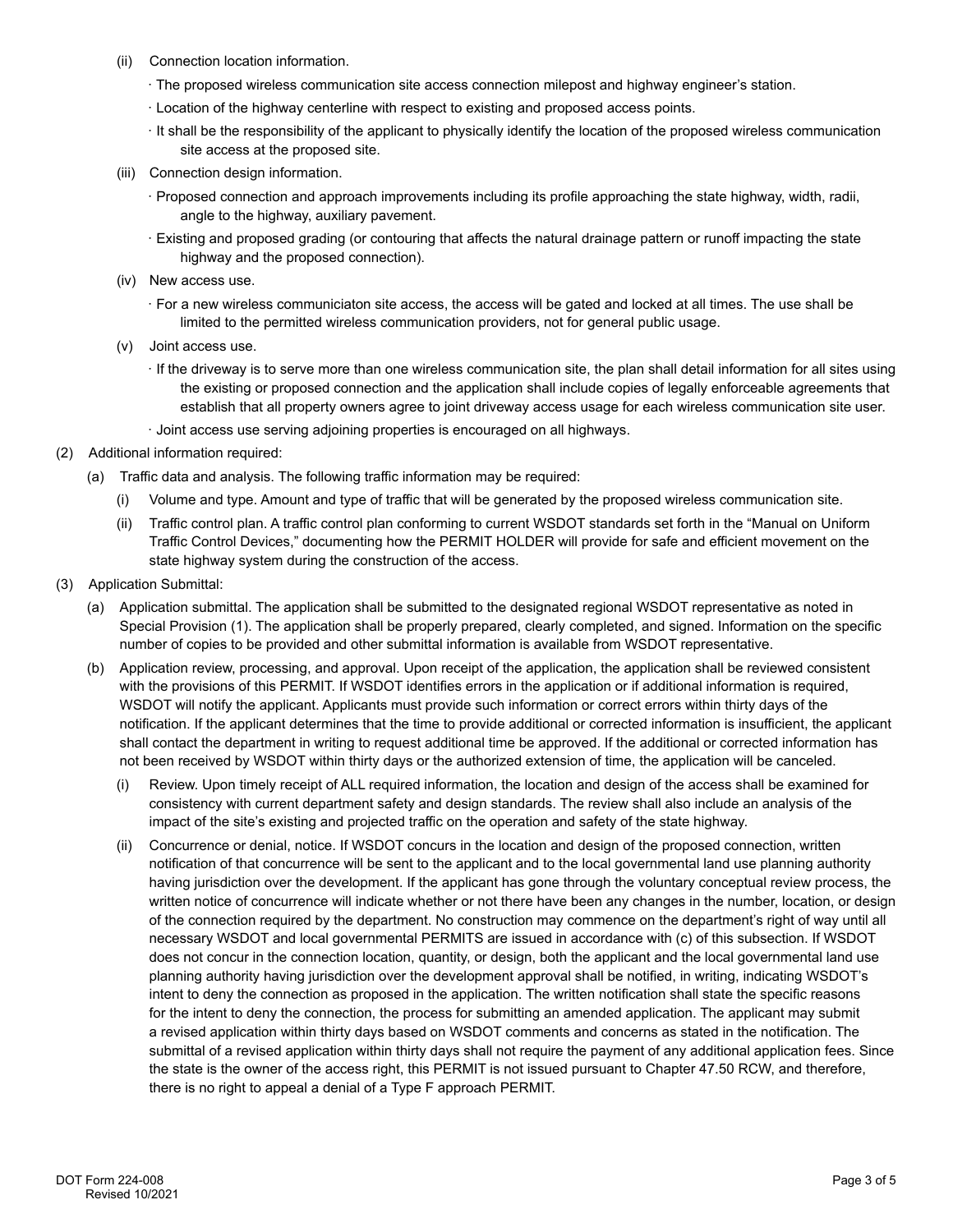(ii) Connection location information.

- The proposed wireless communication site access connection milepost and highway engineer's station.
- Location of the highway centerline with respect to existing and proposed access points.
- It shall be the responsibility of the applicant to physically identify the location of the proposed wireless communication site access at the proposed site.

(iii) Connection design information.

- Proposed connection and approach improvements including its profile approaching the state highway, width, radii, angle to the highway, auxiliary pavement.
- Existing and proposed grading (or contouring that affects the natural drainage pattern or runoff impacting the state highway and the proposed connection).

(iv) New access use.

- For a new wireless communiciaton site access, the access will be gated and locked at all times. The use shall be limited to the permitted wireless communication providers, not for general public usage.

(v) Joint access use.

- If the driveway is to serve more than one wireless communication site, the plan shall detail information for all sites using the existing or proposed connection and the application shall include copies of legally enforceable agreements that establish that all property owners agree to joint driveway access usage for each wireless communication site user.
- Joint access use serving adjoining properties is encouraged on all highways.

(2) Additional information required:

(a) Traffic data and analysis. The following traffic information may be required:

(i) Volume and type. Amount and type of traffic that will be generated by the proposed wireless communication site.

(ii) Traffic control plan. A traffic control plan conforming to current WSDOT standards set forth in the "Manual on Uniform Traffic Control Devices," documenting how the PERMIT HOLDER will provide for safe and efficient movement on the state highway system during the construction of the access.

(3) Application Submittal:

(a) Application submittal. The application shall be submitted to the designated regional WSDOT representative as noted in Special Provision (1). The application shall be properly prepared, clearly completed, and signed. Information on the specific number of copies to be provided and other submittal information is available from WSDOT representative.

(b) Application review, processing, and approval. Upon receipt of the application, the application shall be reviewed consistent with the provisions of this PERMIT. If WSDOT identifies errors in the application or if additional information is required, WSDOT will notify the applicant. Applicants must provide such information or correct errors within thirty days of the notification. If the applicant determines that the time to provide additional or corrected information is insufficient, the applicant shall contact the department in writing to request additional time be approved. If the additional or corrected information has not been received by WSDOT within thirty days or the authorized extension of time, the application will be canceled.

(i) Review. Upon timely receipt of ALL required information, the location and design of the access shall be examined for consistency with current department safety and design standards. The review shall also include an analysis of the impact of the site's existing and projected traffic on the operation and safety of the state highway.

(ii) Concurrence or denial, notice. If WSDOT concurs in the location and design of the proposed connection, written notification of that concurrence will be sent to the applicant and to the local governmental land use planning authority having jurisdiction over the development. If the applicant has gone through the voluntary conceptual review process, the written notice of concurrence will indicate whether or not there have been any changes in the number, location, or design of the connection required by the department. No construction may commence on the department's right of way until all necessary WSDOT and local governmental PERMITS are issued in accordance with (c) of this subsection. If WSDOT does not concur in the connection location, quantity, or design, both the applicant and the local governmental land use planning authority having jurisdiction over the development approval shall be notified, in writing, indicating WSDOT's intent to deny the connection as proposed in the application. The written notification shall state the specific reasons for the intent to deny the connection, the process for submitting an amended application. The applicant may submit a revised application within thirty days based on WSDOT comments and concerns as stated in the notification. The submittal of a revised application within thirty days shall not require the payment of any additional application fees. Since the state is the owner of the access right, this PERMIT is not issued pursuant to Chapter 47.50 RCW, and therefore, there is no right to appeal a denial of a Type F approach PERMIT.

DOT Form 224-008
Revised 10/2021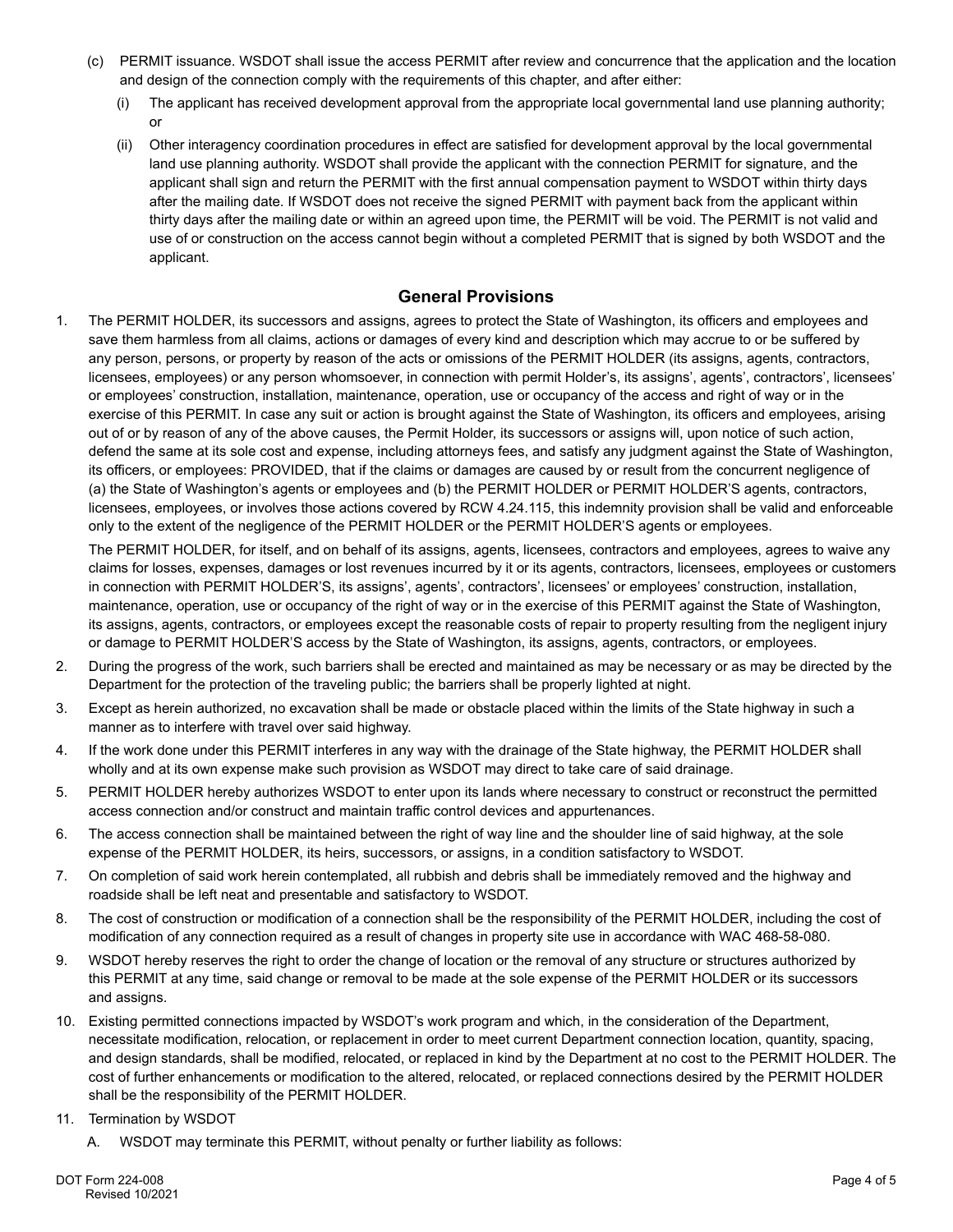(c) PERMIT issuance. WSDOT shall issue the access PERMIT after review and concurrence that the application and the location and design of the connection comply with the requirements of this chapter, and after either:

(i) The applicant has received development approval from the appropriate local governmental land use planning authority; or

(ii) Other interagency coordination procedures in effect are satisfied for development approval by the local governmental land use planning authority. WSDOT shall provide the applicant with the connection PERMIT for signature, and the applicant shall sign and return the PERMIT with the first annual compensation payment to WSDOT within thirty days after the mailing date. If WSDOT does not receive the signed PERMIT with payment back from the applicant within thirty days after the mailing date or within an agreed upon time, the PERMIT will be void. The PERMIT is not valid and use of or construction on the access cannot begin without a completed PERMIT that is signed by both WSDOT and the applicant.

## General Provisions

1. The PERMIT HOLDER, its successors and assigns, agrees to protect the State of Washington, its officers and employees and save them harmless from all claims, actions or damages of every kind and description which may accrue to or be suffered by any person, persons, or property by reason of the acts or omissions of the PERMIT HOLDER (its assigns, agents, contractors, licensees, employees) or any person whomsoever, in connection with permit Holder's, its assigns', agents', contractors', licensees' or employees' construction, installation, maintenance, operation, use or occupancy of the access and right of way or in the exercise of this PERMIT. In case any suit or action is brought against the State of Washington, its officers and employees, arising out of or by reason of any of the above causes, the Permit Holder, its successors or assigns will, upon notice of such action, defend the same at its sole cost and expense, including attorneys fees, and satisfy any judgment against the State of Washington, its officers, or employees: PROVIDED, that if the claims or damages are caused by or result from the concurrent negligence of (a) the State of Washington's agents or employees and (b) the PERMIT HOLDER or PERMIT HOLDER'S agents, contractors, licensees, employees, or involves those actions covered by RCW 4.24.115, this indemnity provision shall be valid and enforceable only to the extent of the negligence of the PERMIT HOLDER or the PERMIT HOLDER'S agents or employees.

   The PERMIT HOLDER, for itself, and on behalf of its assigns, agents, licensees, contractors and employees, agrees to waive any claims for losses, expenses, damages or lost revenues incurred by it or its agents, contractors, licensees, employees or customers in connection with PERMIT HOLDER'S, its assigns', agents', contractors', licensees' or employees' construction, installation, maintenance, operation, use or occupancy of the right of way or in the exercise of this PERMIT against the State of Washington, its assigns, agents, contractors, or employees except the reasonable costs of repair to property resulting from the negligent injury or damage to PERMIT HOLDER'S access by the State of Washington, its assigns, agents, contractors, or employees.

2. During the progress of the work, such barriers shall be erected and maintained as may be necessary or as may be directed by the Department for the protection of the traveling public; the barriers shall be properly lighted at night.

3. Except as herein authorized, no excavation shall be made or obstacle placed within the limits of the State highway in such a manner as to interfere with travel over said highway.

4. If the work done under this PERMIT interferes in any way with the drainage of the State highway, the PERMIT HOLDER shall wholly and at its own expense make such provision as WSDOT may direct to take care of said drainage.

5. PERMIT HOLDER hereby authorizes WSDOT to enter upon its lands where necessary to construct or reconstruct the permitted access connection and/or construct and maintain traffic control devices and appurtenances.

6. The access connection shall be maintained between the right of way line and the shoulder line of said highway, at the sole expense of the PERMIT HOLDER, its heirs, successors, or assigns, in a condition satisfactory to WSDOT.

7. On completion of said work herein contemplated, all rubbish and debris shall be immediately removed and the highway and roadside shall be left neat and presentable and satisfactory to WSDOT.

8. The cost of construction or modification of a connection shall be the responsibility of the PERMIT HOLDER, including the cost of modification of any connection required as a result of changes in property site use in accordance with WAC 468-58-080.

9. WSDOT hereby reserves the right to order the change of location or the removal of any structure or structures authorized by this PERMIT at any time, said change or removal to be made at the sole expense of the PERMIT HOLDER or its successors and assigns.

10. Existing permitted connections impacted by WSDOT's work program and which, in the consideration of the Department, necessitate modification, relocation, or replacement in order to meet current Department connection location, quantity, spacing, and design standards, shall be modified, relocated, or replaced in kind by the Department at no cost to the PERMIT HOLDER. The cost of further enhancements or modification to the altered, relocated, or replaced connections desired by the PERMIT HOLDER shall be the responsibility of the PERMIT HOLDER.

11. Termination by WSDOT

    A. WSDOT may terminate this PERMIT, without penalty or further liability as follows: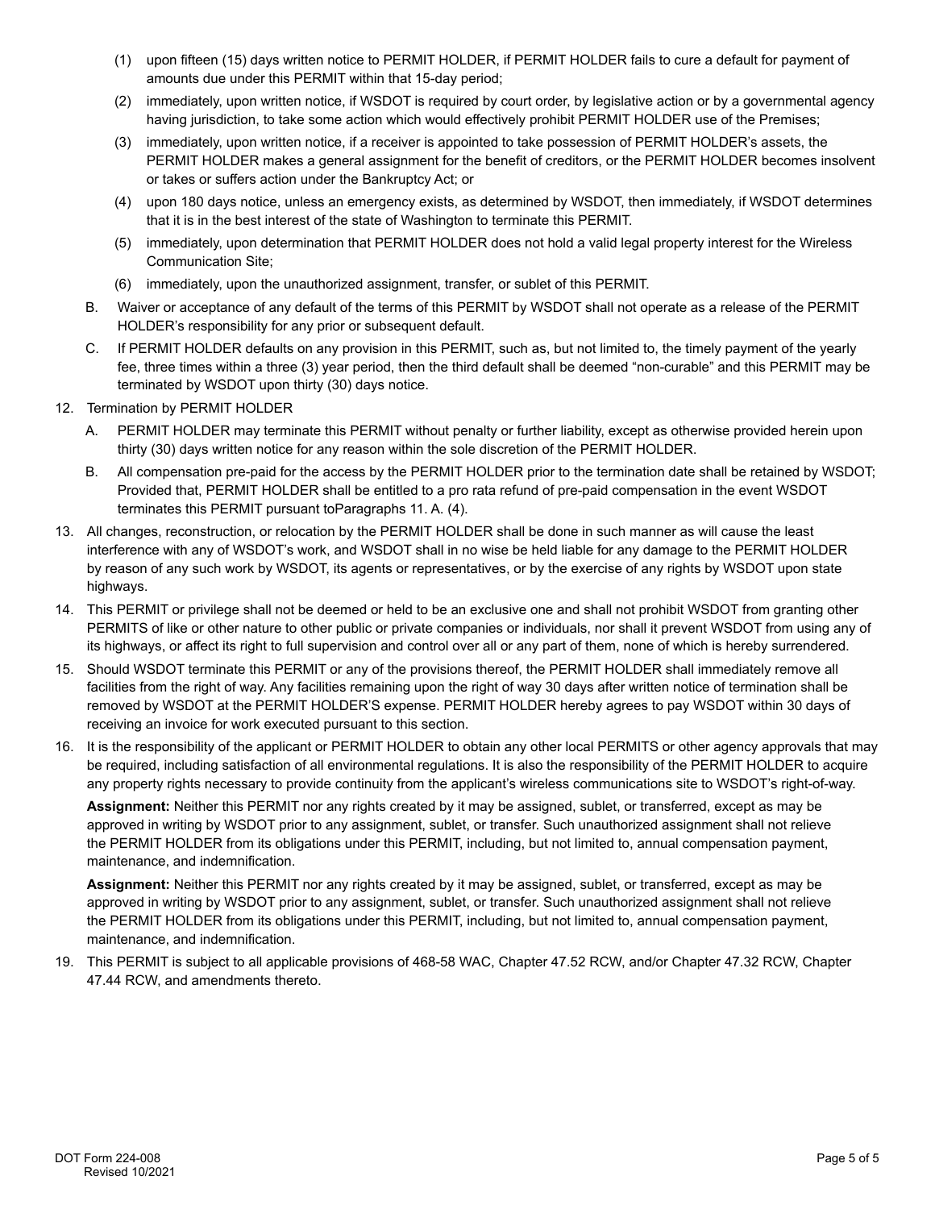(1) upon fifteen (15) days written notice to PERMIT HOLDER, if PERMIT HOLDER fails to cure a default for payment of amounts due under this PERMIT within that 15-day period;

(2) immediately, upon written notice, if WSDOT is required by court order, by legislative action or by a governmental agency having jurisdiction, to take some action which would effectively prohibit PERMIT HOLDER use of the Premises;

(3) immediately, upon written notice, if a receiver is appointed to take possession of PERMIT HOLDER's assets, the PERMIT HOLDER makes a general assignment for the benefit of creditors, or the PERMIT HOLDER becomes insolvent or takes or suffers action under the Bankruptcy Act; or

(4) upon 180 days notice, unless an emergency exists, as determined by WSDOT, then immediately, if WSDOT determines that it is in the best interest of the state of Washington to terminate this PERMIT.

(5) immediately, upon determination that PERMIT HOLDER does not hold a valid legal property interest for the Wireless Communication Site;

(6) immediately, upon the unauthorized assignment, transfer, or sublet of this PERMIT.

B. Waiver or acceptance of any default of the terms of this PERMIT by WSDOT shall not operate as a release of the PERMIT HOLDER's responsibility for any prior or subsequent default.

C. If PERMIT HOLDER defaults on any provision in this PERMIT, such as, but not limited to, the timely payment of the yearly fee, three times within a three (3) year period, then the third default shall be deemed "non-curable" and this PERMIT may be terminated by WSDOT upon thirty (30) days notice.

12. Termination by PERMIT HOLDER

   A. PERMIT HOLDER may terminate this PERMIT without penalty or further liability, except as otherwise provided herein upon thirty (30) days written notice for any reason within the sole discretion of the PERMIT HOLDER.

   B. All compensation pre-paid for the access by the PERMIT HOLDER prior to the termination date shall be retained by WSDOT; Provided that, PERMIT HOLDER shall be entitled to a pro rata refund of pre-paid compensation in the event WSDOT terminates this PERMIT pursuant toParagraphs 11. A. (4).

13. All changes, reconstruction, or relocation by the PERMIT HOLDER shall be done in such manner as will cause the least interference with any of WSDOT's work, and WSDOT shall in no wise be held liable for any damage to the PERMIT HOLDER by reason of any such work by WSDOT, its agents or representatives, or by the exercise of any rights by WSDOT upon state highways.

14. This PERMIT or privilege shall not be deemed or held to be an exclusive one and shall not prohibit WSDOT from granting other PERMITS of like or other nature to other public or private companies or individuals, nor shall it prevent WSDOT from using any of its highways, or affect its right to full supervision and control over all or any part of them, none of which is hereby surrendered.

15. Should WSDOT terminate this PERMIT or any of the provisions thereof, the PERMIT HOLDER shall immediately remove all facilities from the right of way. Any facilities remaining upon the right of way 30 days after written notice of termination shall be removed by WSDOT at the PERMIT HOLDER'S expense. PERMIT HOLDER hereby agrees to pay WSDOT within 30 days of receiving an invoice for work executed pursuant to this section.

16. It is the responsibility of the applicant or PERMIT HOLDER to obtain any other local PERMITS or other agency approvals that may be required, including satisfaction of all environmental regulations. It is also the responsibility of the PERMIT HOLDER to acquire any property rights necessary to provide continuity from the applicant's wireless communications site to WSDOT's right-of-way.

   **Assignment:** Neither this PERMIT nor any rights created by it may be assigned, sublet, or transferred, except as may be approved in writing by WSDOT prior to any assignment, sublet, or transfer. Such unauthorized assignment shall not relieve the PERMIT HOLDER from its obligations under this PERMIT, including, but not limited to, annual compensation payment, maintenance, and indemnification.

   **Assignment:** Neither this PERMIT nor any rights created by it may be assigned, sublet, or transferred, except as may be approved in writing by WSDOT prior to any assignment, sublet, or transfer. Such unauthorized assignment shall not relieve the PERMIT HOLDER from its obligations under this PERMIT, including, but not limited to, annual compensation payment, maintenance, and indemnification.

19. This PERMIT is subject to all applicable provisions of 468-58 WAC, Chapter 47.52 RCW, and/or Chapter 47.32 RCW, Chapter 47.44 RCW, and amendments thereto.

DOT Form 224-008
Revised 10/2021